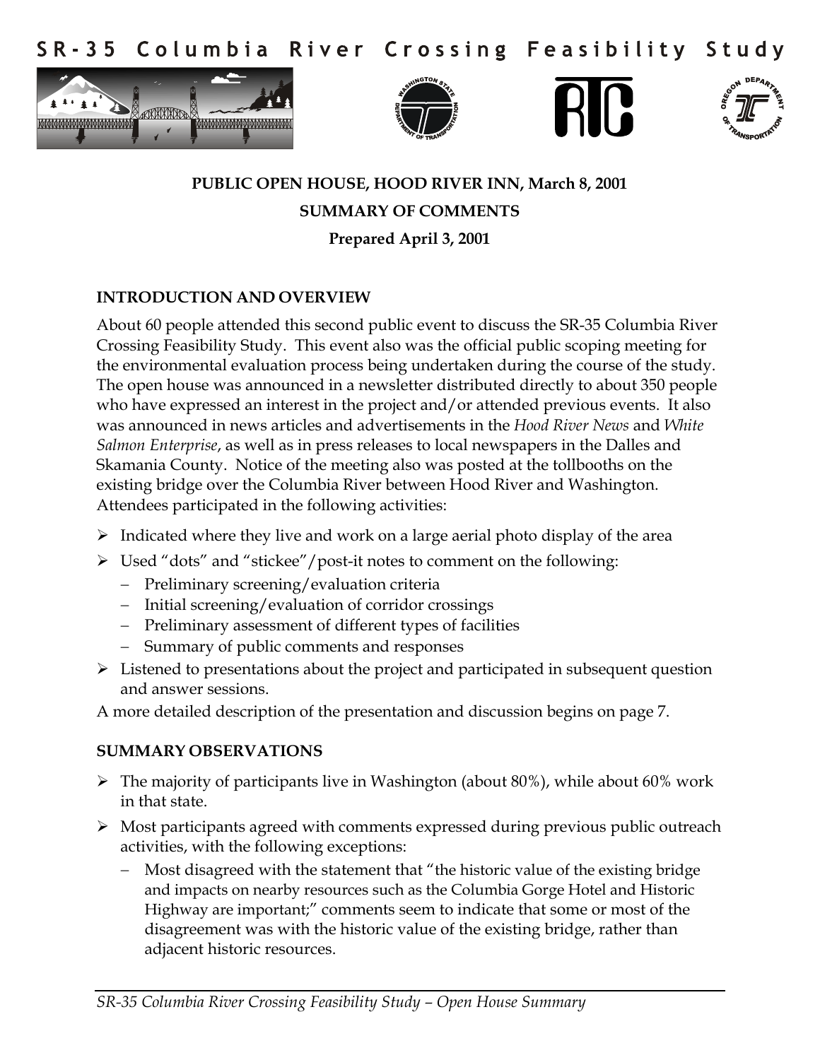# SR-35 Columbia River Crossing Feasibility Study

**PUBLIC OPEN HOUSE, HOOD RIVER INN, March 8, 2001**

**SUMMARY OF COMMENTS**

**Prepared April 3, 2001**

## INTRODUCTION AND OVERVIEW

About 60 people attended this second public event to discuss the SR-35 Columbia River Crossing Feasibility Study. This event also was the official public scoping meeting for the environmental evaluation process being undertaken during the course of the study. The open house was announced in a newsletter distributed directly to about 350 people who have expressed an interest in the project and/or attended previous events. It also was announced in news articles and advertisements in the *Hood River News* and *White Salmon Enterprise*, as well as in press releases to local newspapers in the Dalles and Skamania County. Notice of the meeting also was posted at the tollbooths on the existing bridge over the Columbia River between Hood River and Washington. Attendees participated in the following activities:

- Indicated where they live and work on a large aerial photo display of the area
- Used "dots" and "stickee"/post-it notes to comment on the following:
  - Preliminary screening/evaluation criteria
  - Initial screening/evaluation of corridor crossings
  - Preliminary assessment of different types of facilities
  - Summary of public comments and responses
- Listened to presentations about the project and participated in subsequent question and answer sessions.

A more detailed description of the presentation and discussion begins on page 7.

## SUMMARY OBSERVATIONS

- The majority of participants live in Washington (about 80%), while about 60% work in that state.
- Most participants agreed with comments expressed during previous public outreach activities, with the following exceptions:
  - Most disagreed with the statement that "the historic value of the existing bridge and impacts on nearby resources such as the Columbia Gorge Hotel and Historic Highway are important;" comments seem to indicate that some or most of the disagreement was with the historic value of the existing bridge, rather than adjacent historic resources.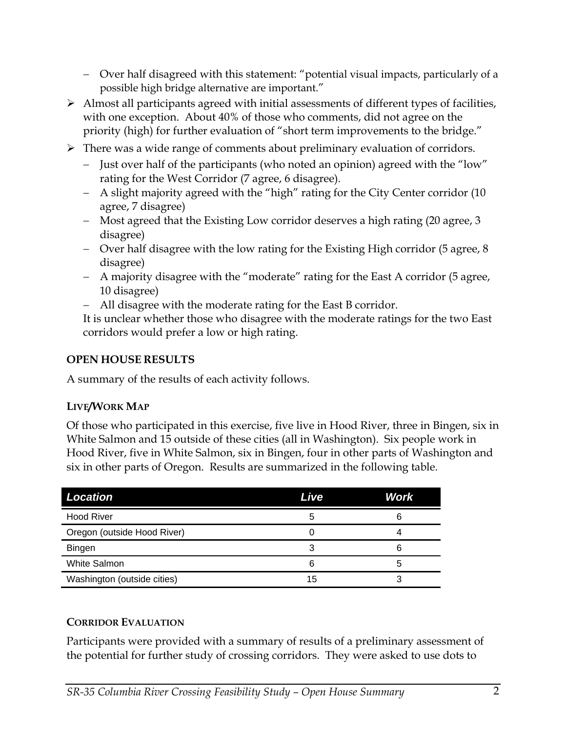- Over half disagreed with this statement: "potential visual impacts, particularly of a possible high bridge alternative are important."
- Almost all participants agreed with initial assessments of different types of facilities, with one exception. About 40% of those who comments, did not agree on the priority (high) for further evaluation of "short term improvements to the bridge."
- There was a wide range of comments about preliminary evaluation of corridors.
  - Just over half of the participants (who noted an opinion) agreed with the "low" rating for the West Corridor (7 agree, 6 disagree).
  - A slight majority agreed with the "high" rating for the City Center corridor (10 agree, 7 disagree)
  - Most agreed that the Existing Low corridor deserves a high rating (20 agree, 3 disagree)
  - Over half disagree with the low rating for the Existing High corridor (5 agree, 8 disagree)
  - A majority disagree with the "moderate" rating for the East A corridor (5 agree, 10 disagree)
  - All disagree with the moderate rating for the East B corridor.

  It is unclear whether those who disagree with the moderate ratings for the two East corridors would prefer a low or high rating.

## OPEN HOUSE RESULTS

A summary of the results of each activity follows.

### LIVE/WORK MAP

Of those who participated in this exercise, five live in Hood River, three in Bingen, six in White Salmon and 15 outside of these cities (all in Washington). Six people work in Hood River, five in White Salmon, six in Bingen, four in other parts of Washington and six in other parts of Oregon. Results are summarized in the following table.

| Location | Live | Work |
|---|---|---|
| Hood River | 5 | 6 |
| Oregon (outside Hood River) | 0 | 4 |
| Bingen | 3 | 6 |
| White Salmon | 6 | 5 |
| Washington (outside cities) | 15 | 3 |

### CORRIDOR EVALUATION

Participants were provided with a summary of results of a preliminary assessment of the potential for further study of crossing corridors. They were asked to use dots to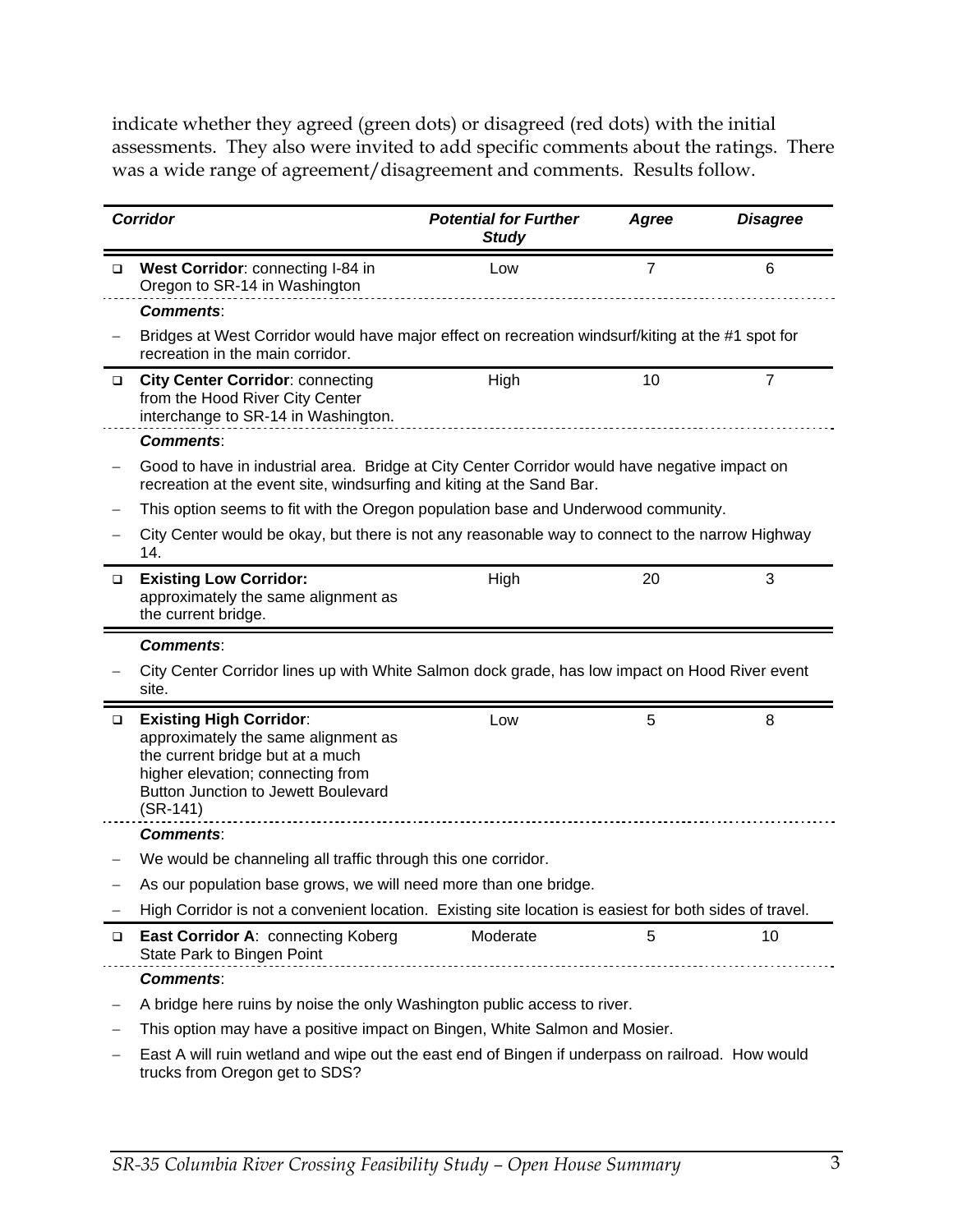indicate whether they agreed (green dots) or disagreed (red dots) with the initial assessments. They also were invited to add specific comments about the ratings. There was a wide range of agreement/disagreement and comments. Results follow.

| *Corridor* | *Potential for Further Study* | *Agree* | *Disagree* |
|---|---|---|---|
| ❑ **West Corridor**: connecting I-84 in Oregon to SR-14 in Washington | Low | 7 | 6 |
| ❑ **City Center Corridor**: connecting from the Hood River City Center interchange to SR-14 in Washington. | High | 10 | 7 |
| ❑ **Existing Low Corridor:** approximately the same alignment as the current bridge. | High | 20 | 3 |
| ❑ **Existing High Corridor**: approximately the same alignment as the current bridge but at a much higher elevation; connecting from Button Junction to Jewett Boulevard (SR-141) | Low | 5 | 8 |
| ❑ **East Corridor A**: connecting Koberg State Park to Bingen Point | Moderate | 5 | 10 |

**West Corridor** – *Comments*:

- Bridges at West Corridor would have major effect on recreation windsurf/kiting at the #1 spot for recreation in the main corridor.

**City Center Corridor** – *Comments*:

- Good to have in industrial area. Bridge at City Center Corridor would have negative impact on recreation at the event site, windsurfing and kiting at the Sand Bar.
- This option seems to fit with the Oregon population base and Underwood community.
- City Center would be okay, but there is not any reasonable way to connect to the narrow Highway 14.

**Existing Low Corridor** – *Comments*:

- City Center Corridor lines up with White Salmon dock grade, has low impact on Hood River event site.

**Existing High Corridor** – *Comments*:

- We would be channeling all traffic through this one corridor.
- As our population base grows, we will need more than one bridge.
- High Corridor is not a convenient location. Existing site location is easiest for both sides of travel.

**East Corridor A** – *Comments*:

- A bridge here ruins by noise the only Washington public access to river.
- This option may have a positive impact on Bingen, White Salmon and Mosier.
- East A will ruin wetland and wipe out the east end of Bingen if underpass on railroad. How would trucks from Oregon get to SDS?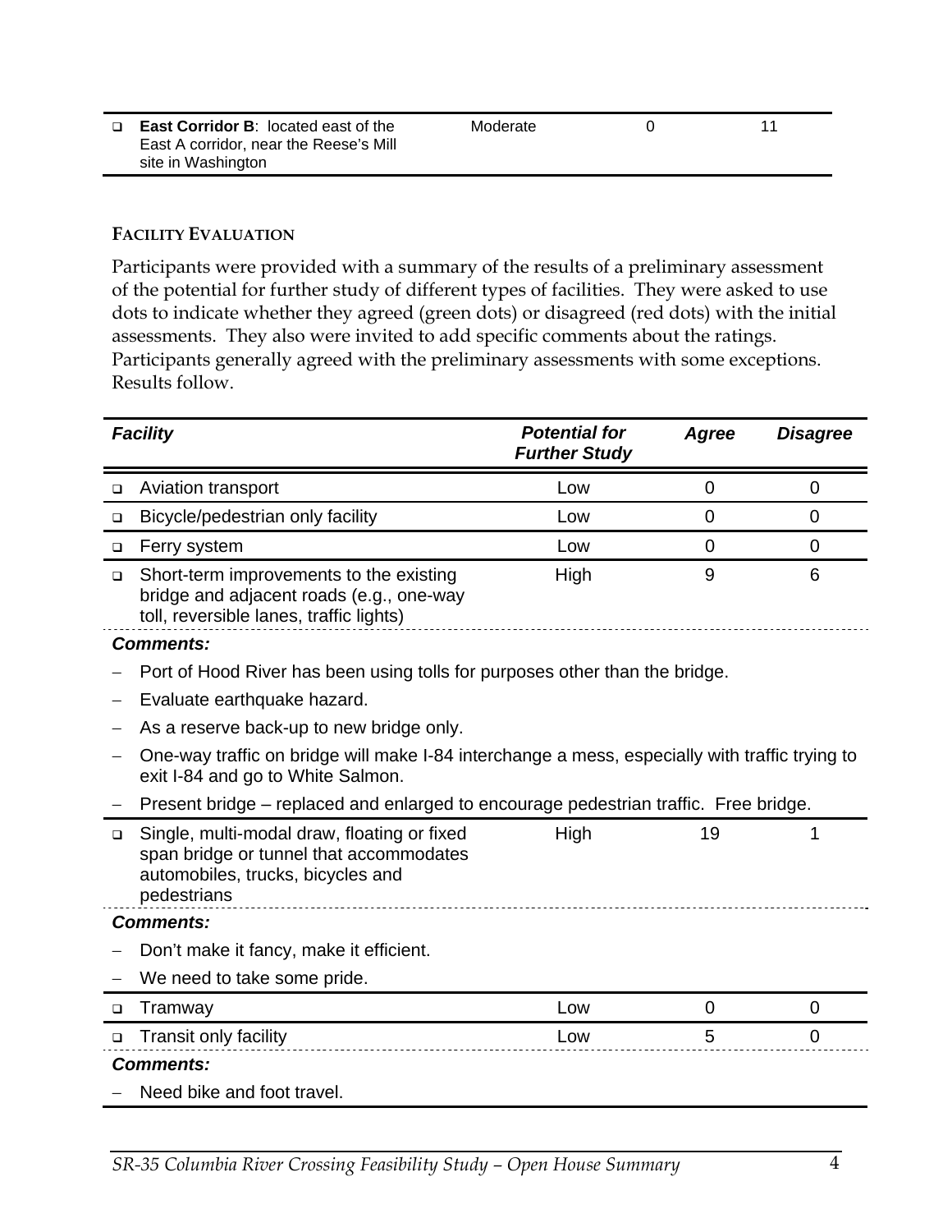| | | | |
|---|---|---|---|
| ❑ **East Corridor B**: located east of the East A corridor, near the Reese's Mill site in Washington | Moderate | 0 | 11 |

#### FACILITY EVALUATION

Participants were provided with a summary of the results of a preliminary assessment of the potential for further study of different types of facilities. They were asked to use dots to indicate whether they agreed (green dots) or disagreed (red dots) with the initial assessments. They also were invited to add specific comments about the ratings. Participants generally agreed with the preliminary assessments with some exceptions. Results follow.

| *Facility* | *Potential for Further Study* | *Agree* | *Disagree* |
|---|---|---|---|
| ❑ Aviation transport | Low | 0 | 0 |
| ❑ Bicycle/pedestrian only facility | Low | 0 | 0 |
| ❑ Ferry system | Low | 0 | 0 |
| ❑ Short-term improvements to the existing bridge and adjacent roads (e.g., one-way toll, reversible lanes, traffic lights) | High | 9 | 6 |
| ***Comments:*** – Port of Hood River has been using tolls for purposes other than the bridge. – Evaluate earthquake hazard. – As a reserve back-up to new bridge only. – One-way traffic on bridge will make I-84 interchange a mess, especially with traffic trying to exit I-84 and go to White Salmon. – Present bridge – replaced and enlarged to encourage pedestrian traffic. Free bridge. | | | |
| ❑ Single, multi-modal draw, floating or fixed span bridge or tunnel that accommodates automobiles, trucks, bicycles and pedestrians | High | 19 | 1 |
| ***Comments:*** – Don't make it fancy, make it efficient. – We need to take some pride. | | | |
| ❑ Tramway | Low | 0 | 0 |
| ❑ Transit only facility | Low | 5 | 0 |
| ***Comments:*** – Need bike and foot travel. | | | |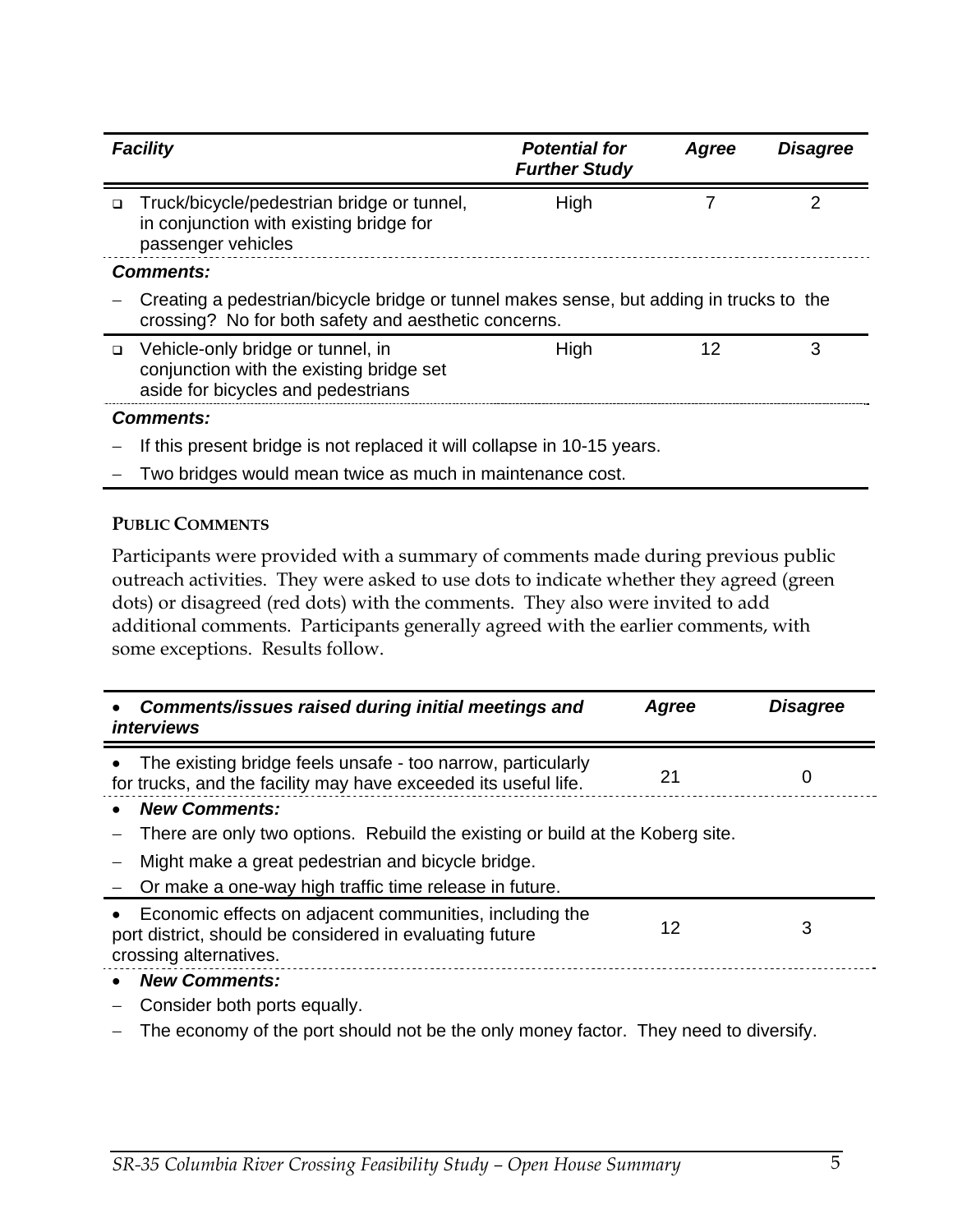| *Facility* | *Potential for Further Study* | *Agree* | *Disagree* |
|---|---|---|---|
| ❑ Truck/bicycle/pedestrian bridge or tunnel, in conjunction with existing bridge for passenger vehicles | High | 7 | 2 |
| ***Comments:*** | | | |
| – Creating a pedestrian/bicycle bridge or tunnel makes sense, but adding in trucks to the crossing? No for both safety and aesthetic concerns. | | | |
| ❑ Vehicle-only bridge or tunnel, in conjunction with the existing bridge set aside for bicycles and pedestrians | High | 12 | 3 |
| ***Comments:*** | | | |
| – If this present bridge is not replaced it will collapse in 10-15 years. | | | |
| – Two bridges would mean twice as much in maintenance cost. | | | |

#### PUBLIC COMMENTS

Participants were provided with a summary of comments made during previous public outreach activities. They were asked to use dots to indicate whether they agreed (green dots) or disagreed (red dots) with the comments. They also were invited to add additional comments. Participants generally agreed with the earlier comments, with some exceptions. Results follow.

| • *Comments/issues raised during initial meetings and interviews* | *Agree* | *Disagree* |
|---|---|---|
| • The existing bridge feels unsafe - too narrow, particularly for trucks, and the facility may have exceeded its useful life. | 21 | 0 |
| • ***New Comments:*** | | |
| – There are only two options. Rebuild the existing or build at the Koberg site. | | |
| – Might make a great pedestrian and bicycle bridge. | | |
| – Or make a one-way high traffic time release in future. | | |
| • Economic effects on adjacent communities, including the port district, should be considered in evaluating future crossing alternatives. | 12 | 3 |
| • ***New Comments:*** | | |
| – Consider both ports equally. | | |
| – The economy of the port should not be the only money factor. They need to diversify. | | |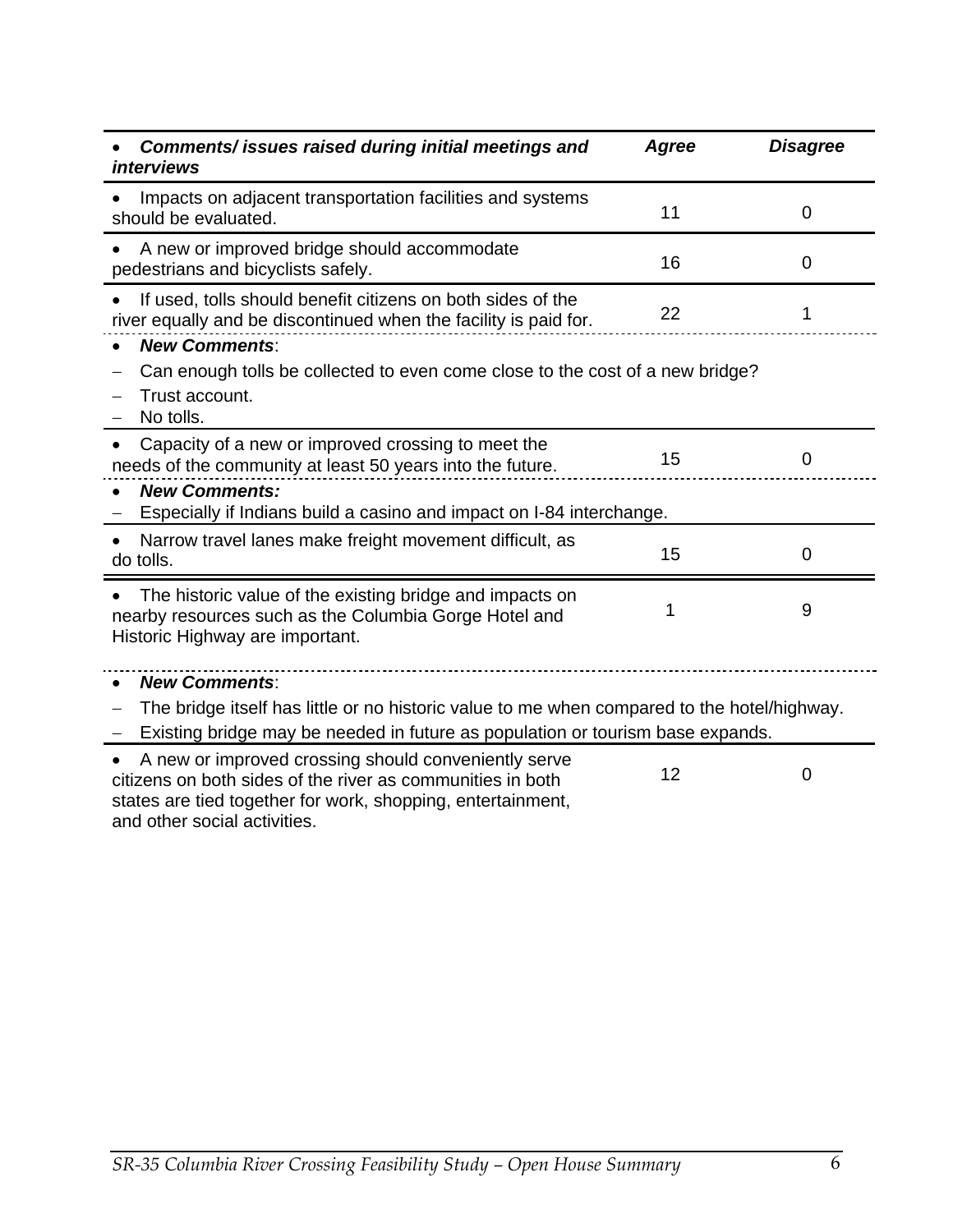| • ***Comments/ issues raised during initial meetings and interviews*** | ***Agree*** | ***Disagree*** |
|---|---|---|
| • Impacts on adjacent transportation facilities and systems should be evaluated. | 11 | 0 |
| • A new or improved bridge should accommodate pedestrians and bicyclists safely. | 16 | 0 |
| • If used, tolls should benefit citizens on both sides of the river equally and be discontinued when the facility is paid for. | 22 | 1 |
| • ***New Comments***:<br>– Can enough tolls be collected to even come close to the cost of a new bridge?<br>– Trust account.<br>– No tolls. | | |
| • Capacity of a new or improved crossing to meet the needs of the community at least 50 years into the future. | 15 | 0 |
| • ***New Comments:***<br>– Especially if Indians build a casino and impact on I-84 interchange. | | |
| • Narrow travel lanes make freight movement difficult, as do tolls. | 15 | 0 |
| • The historic value of the existing bridge and impacts on nearby resources such as the Columbia Gorge Hotel and Historic Highway are important. | 1 | 9 |
| • ***New Comments***:<br>– The bridge itself has little or no historic value to me when compared to the hotel/highway.<br>– Existing bridge may be needed in future as population or tourism base expands. | | |
| • A new or improved crossing should conveniently serve citizens on both sides of the river as communities in both states are tied together for work, shopping, entertainment, and other social activities. | 12 | 0 |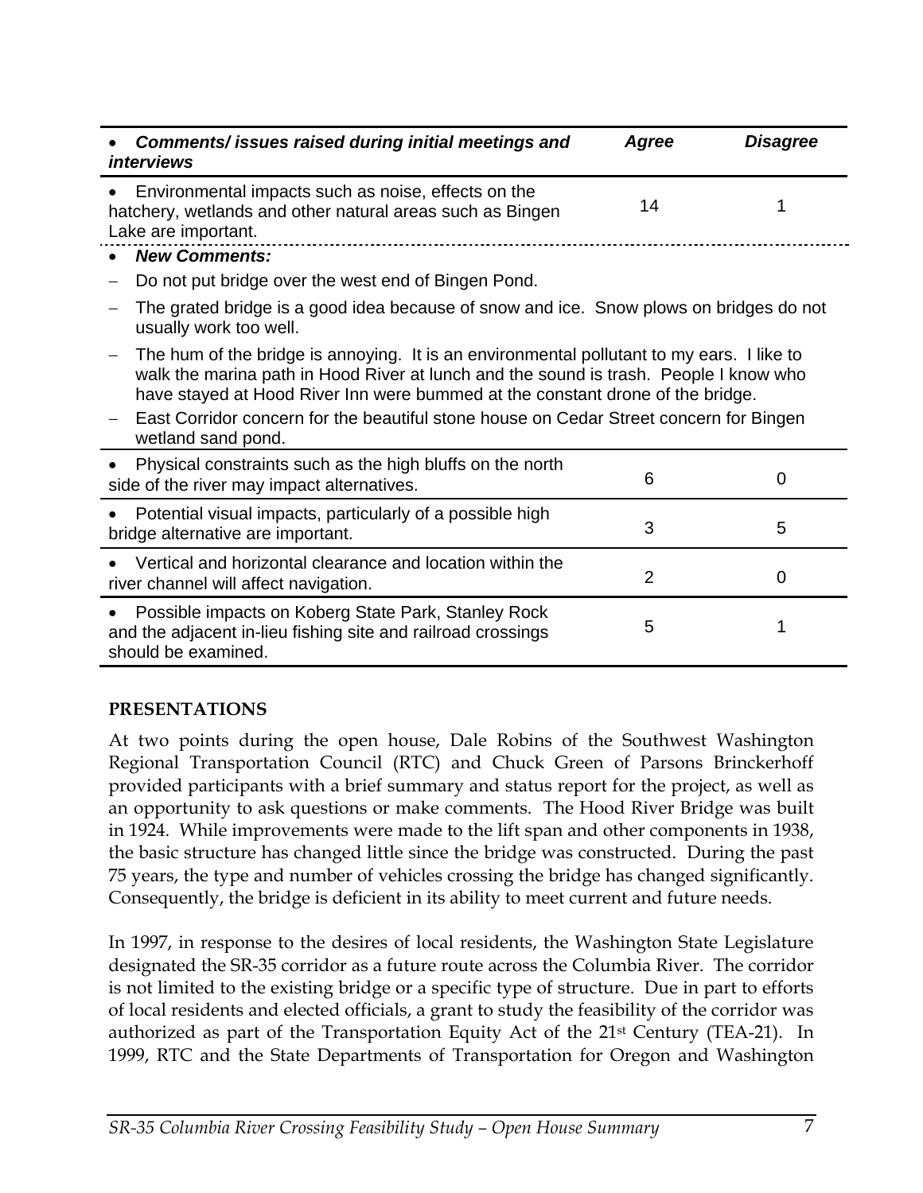| • *Comments/ issues raised during initial meetings and interviews* | *Agree* | *Disagree* |
|---|---|---|
| • Environmental impacts such as noise, effects on the hatchery, wetlands and other natural areas such as Bingen Lake are important. | 14 | 1 |
| • ***New Comments:*** <br> – Do not put bridge over the west end of Bingen Pond. <br> – The grated bridge is a good idea because of snow and ice. Snow plows on bridges do not usually work too well. <br> – The hum of the bridge is annoying. It is an environmental pollutant to my ears. I like to walk the marina path in Hood River at lunch and the sound is trash. People I know who have stayed at Hood River Inn were bummed at the constant drone of the bridge. <br> – East Corridor concern for the beautiful stone house on Cedar Street concern for Bingen wetland sand pond. | | |
| • Physical constraints such as the high bluffs on the north side of the river may impact alternatives. | 6 | 0 |
| • Potential visual impacts, particularly of a possible high bridge alternative are important. | 3 | 5 |
| • Vertical and horizontal clearance and location within the river channel will affect navigation. | 2 | 0 |
| • Possible impacts on Koberg State Park, Stanley Rock and the adjacent in-lieu fishing site and railroad crossings should be examined. | 5 | 1 |

## PRESENTATIONS

At two points during the open house, Dale Robins of the Southwest Washington Regional Transportation Council (RTC) and Chuck Green of Parsons Brinckerhoff provided participants with a brief summary and status report for the project, as well as an opportunity to ask questions or make comments. The Hood River Bridge was built in 1924. While improvements were made to the lift span and other components in 1938, the basic structure has changed little since the bridge was constructed. During the past 75 years, the type and number of vehicles crossing the bridge has changed significantly. Consequently, the bridge is deficient in its ability to meet current and future needs.

In 1997, in response to the desires of local residents, the Washington State Legislature designated the SR-35 corridor as a future route across the Columbia River. The corridor is not limited to the existing bridge or a specific type of structure. Due in part to efforts of local residents and elected officials, a grant to study the feasibility of the corridor was authorized as part of the Transportation Equity Act of the 21st Century (TEA-21). In 1999, RTC and the State Departments of Transportation for Oregon and Washington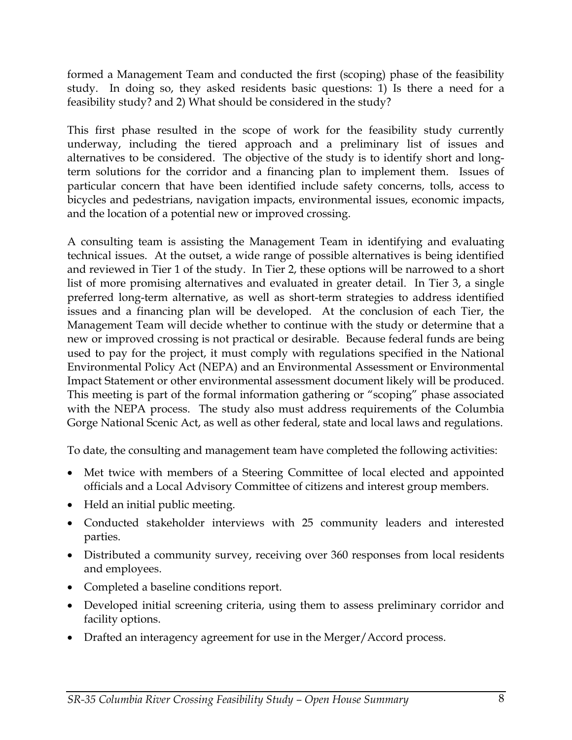formed a Management Team and conducted the first (scoping) phase of the feasibility study. In doing so, they asked residents basic questions: 1) Is there a need for a feasibility study? and 2) What should be considered in the study?

This first phase resulted in the scope of work for the feasibility study currently underway, including the tiered approach and a preliminary list of issues and alternatives to be considered. The objective of the study is to identify short and long-term solutions for the corridor and a financing plan to implement them. Issues of particular concern that have been identified include safety concerns, tolls, access to bicycles and pedestrians, navigation impacts, environmental issues, economic impacts, and the location of a potential new or improved crossing.

A consulting team is assisting the Management Team in identifying and evaluating technical issues. At the outset, a wide range of possible alternatives is being identified and reviewed in Tier 1 of the study. In Tier 2, these options will be narrowed to a short list of more promising alternatives and evaluated in greater detail. In Tier 3, a single preferred long-term alternative, as well as short-term strategies to address identified issues and a financing plan will be developed. At the conclusion of each Tier, the Management Team will decide whether to continue with the study or determine that a new or improved crossing is not practical or desirable. Because federal funds are being used to pay for the project, it must comply with regulations specified in the National Environmental Policy Act (NEPA) and an Environmental Assessment or Environmental Impact Statement or other environmental assessment document likely will be produced. This meeting is part of the formal information gathering or "scoping" phase associated with the NEPA process. The study also must address requirements of the Columbia Gorge National Scenic Act, as well as other federal, state and local laws and regulations.

To date, the consulting and management team have completed the following activities:

- Met twice with members of a Steering Committee of local elected and appointed officials and a Local Advisory Committee of citizens and interest group members.
- Held an initial public meeting.
- Conducted stakeholder interviews with 25 community leaders and interested parties.
- Distributed a community survey, receiving over 360 responses from local residents and employees.
- Completed a baseline conditions report.
- Developed initial screening criteria, using them to assess preliminary corridor and facility options.
- Drafted an interagency agreement for use in the Merger/Accord process.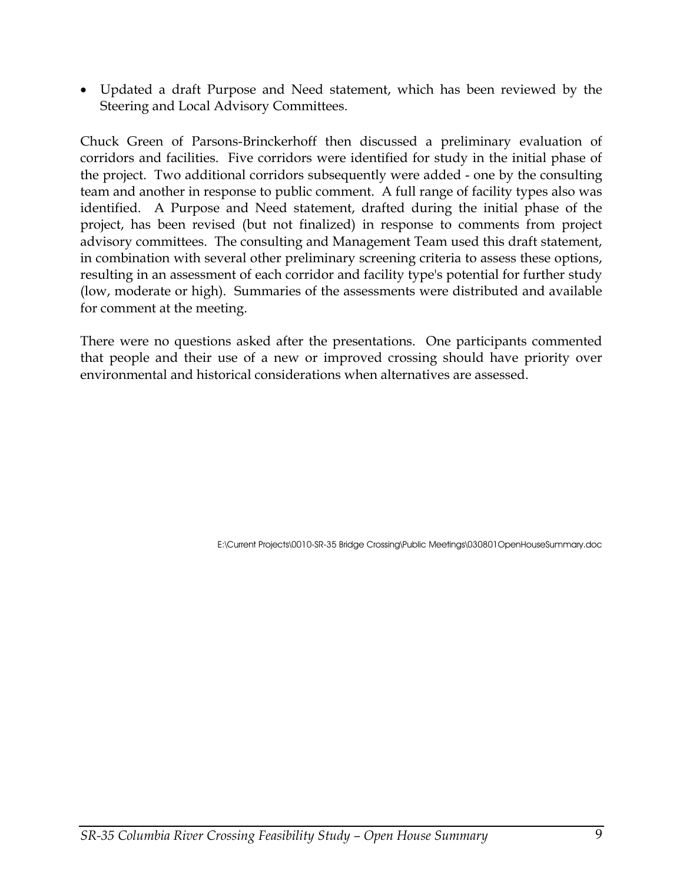- Updated a draft Purpose and Need statement, which has been reviewed by the Steering and Local Advisory Committees.

Chuck Green of Parsons-Brinckerhoff then discussed a preliminary evaluation of corridors and facilities. Five corridors were identified for study in the initial phase of the project. Two additional corridors subsequently were added - one by the consulting team and another in response to public comment. A full range of facility types also was identified. A Purpose and Need statement, drafted during the initial phase of the project, has been revised (but not finalized) in response to comments from project advisory committees. The consulting and Management Team used this draft statement, in combination with several other preliminary screening criteria to assess these options, resulting in an assessment of each corridor and facility type's potential for further study (low, moderate or high). Summaries of the assessments were distributed and available for comment at the meeting.

There were no questions asked after the presentations. One participants commented that people and their use of a new or improved crossing should have priority over environmental and historical considerations when alternatives are assessed.

E:\Current Projects\0010-SR-35 Bridge Crossing\Public Meetings\030801OpenHouseSummary.doc